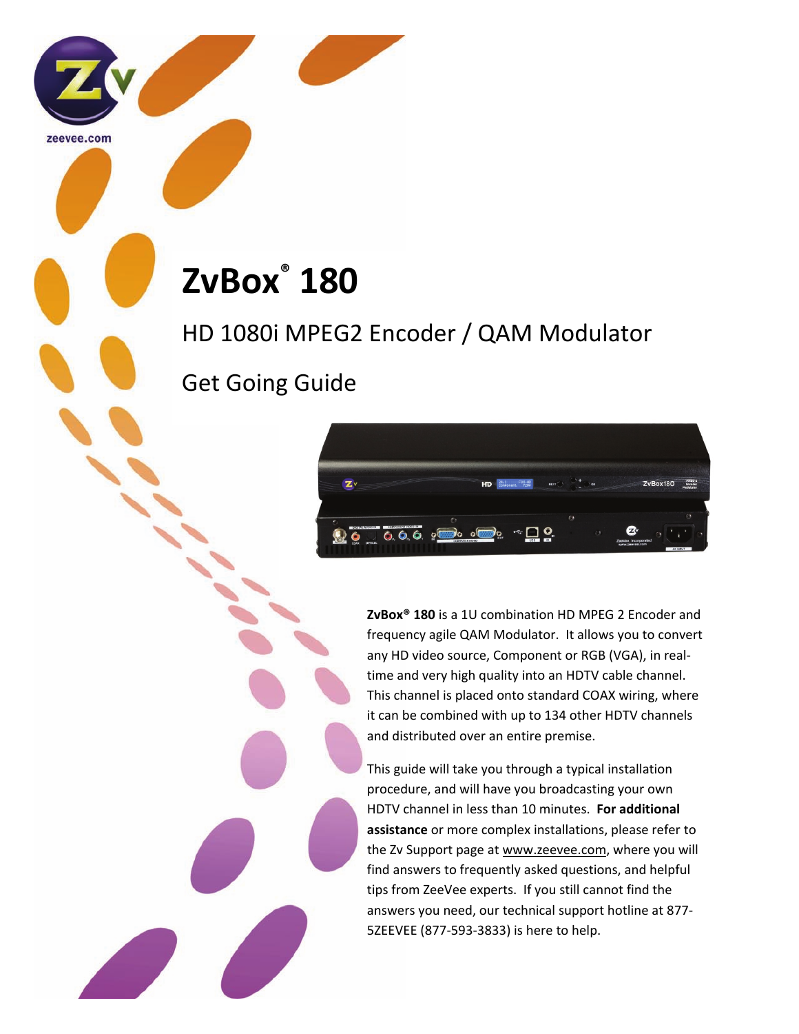zeevee.com

# ZvBox® 180

## HD 1080i MPEG2 Encoder / QAM Modulator

## Get Going Guide

**ZvBox® 180** is a 1U combination HD MPEG 2 Encoder and frequency agile QAM Modulator. It allows you to convert any HD video source, Component or RGB (VGA), in real-time and very high quality into an HDTV cable channel. This channel is placed onto standard COAX wiring, where it can be combined with up to 134 other HDTV channels and distributed over an entire premise.

This guide will take you through a typical installation procedure, and will have you broadcasting your own HDTV channel in less than 10 minutes. **For additional assistance** or more complex installations, please refer to the Zv Support page at www.zeevee.com, where you will find answers to frequently asked questions, and helpful tips from ZeeVee experts. If you still cannot find the answers you need, our technical support hotline at 877-5ZEEVEE (877-593-3833) is here to help.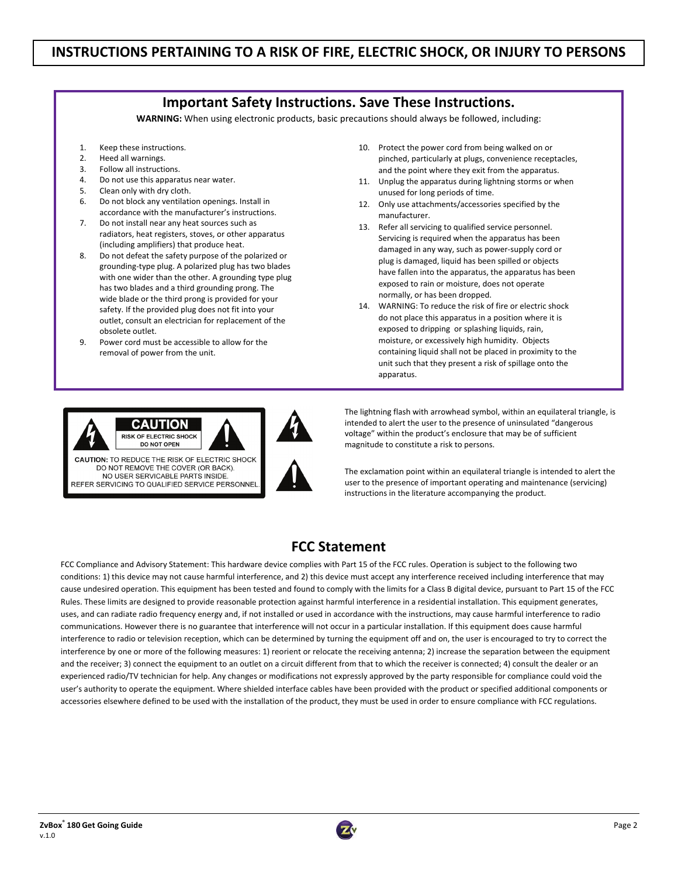# INSTRUCTIONS PERTAINING TO A RISK OF FIRE, ELECTRIC SHOCK, OR INJURY TO PERSONS

## Important Safety Instructions. Save These Instructions.

**WARNING:** When using electronic products, basic precautions should always be followed, including:

1. Keep these instructions.
2. Heed all warnings.
3. Follow all instructions.
4. Do not use this apparatus near water.
5. Clean only with dry cloth.
6. Do not block any ventilation openings. Install in accordance with the manufacturer's instructions.
7. Do not install near any heat sources such as radiators, heat registers, stoves, or other apparatus (including amplifiers) that produce heat.
8. Do not defeat the safety purpose of the polarized or grounding-type plug. A polarized plug has two blades with one wider than the other. A grounding type plug has two blades and a third grounding prong. The wide blade or the third prong is provided for your safety. If the provided plug does not fit into your outlet, consult an electrician for replacement of the obsolete outlet.
9. Power cord must be accessible to allow for the removal of power from the unit.
10. Protect the power cord from being walked on or pinched, particularly at plugs, convenience receptacles, and the point where they exit from the apparatus.
11. Unplug the apparatus during lightning storms or when unused for long periods of time.
12. Only use attachments/accessories specified by the manufacturer.
13. Refer all servicing to qualified service personnel. Servicing is required when the apparatus has been damaged in any way, such as power-supply cord or plug is damaged, liquid has been spilled or objects have fallen into the apparatus, the apparatus has been exposed to rain or moisture, does not operate normally, or has been dropped.
14. WARNING: To reduce the risk of fire or electric shock do not place this apparatus in a position where it is exposed to dripping or splashing liquids, rain, moisture, or excessively high humidity. Objects containing liquid shall not be placed in proximity to the unit such that they present a risk of spillage onto the apparatus.

**CAUTION**

RISK OF ELECTRIC SHOCK
DO NOT OPEN

**CAUTION:** TO REDUCE THE RISK OF ELECTRIC SHOCK DO NOT REMOVE THE COVER (OR BACK). NO USER SERVICABLE PARTS INSIDE. REFER SERVICING TO QUALIFIED SERVICE PERSONNEL.

The lightning flash with arrowhead symbol, within an equilateral triangle, is intended to alert the user to the presence of uninsulated "dangerous voltage" within the product's enclosure that may be of sufficient magnitude to constitute a risk to persons.

The exclamation point within an equilateral triangle is intended to alert the user to the presence of important operating and maintenance (servicing) instructions in the literature accompanying the product.

## FCC Statement

FCC Compliance and Advisory Statement: This hardware device complies with Part 15 of the FCC rules. Operation is subject to the following two conditions: 1) this device may not cause harmful interference, and 2) this device must accept any interference received including interference that may cause undesired operation. This equipment has been tested and found to comply with the limits for a Class B digital device, pursuant to Part 15 of the FCC Rules. These limits are designed to provide reasonable protection against harmful interference in a residential installation. This equipment generates, uses, and can radiate radio frequency energy and, if not installed or used in accordance with the instructions, may cause harmful interference to radio communications. However there is no guarantee that interference will not occur in a particular installation. If this equipment does cause harmful interference to radio or television reception, which can be determined by turning the equipment off and on, the user is encouraged to try to correct the interference by one or more of the following measures: 1) reorient or relocate the receiving antenna; 2) increase the separation between the equipment and the receiver; 3) connect the equipment to an outlet on a circuit different from that to which the receiver is connected; 4) consult the dealer or an experienced radio/TV technician for help. Any changes or modifications not expressly approved by the party responsible for compliance could void the user's authority to operate the equipment. Where shielded interface cables have been provided with the product or specified additional components or accessories elsewhere defined to be used with the installation of the product, they must be used in order to ensure compliance with FCC regulations.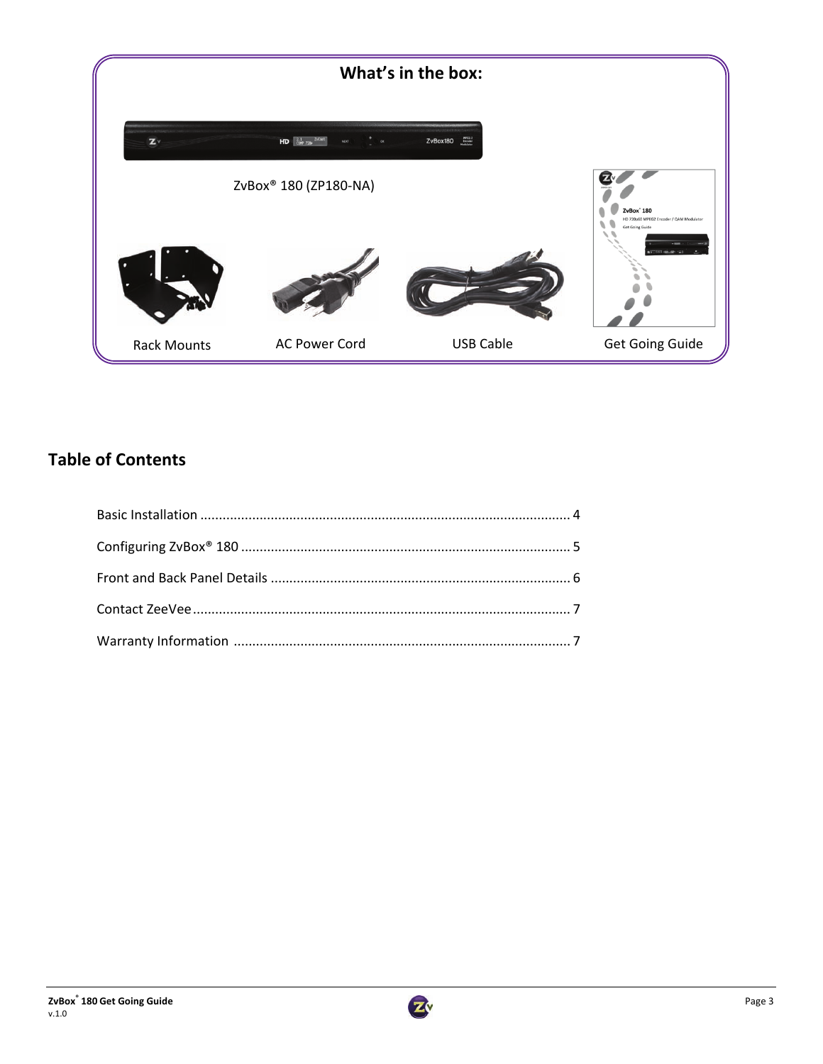## What's in the box:

ZvBox® 180 (ZP180-NA)

Rack Mounts

AC Power Cord

USB Cable

Get Going Guide

## Table of Contents

Basic Installation ........................................................................................................ 4

Configuring ZvBox® 180 ............................................................................................. 5

Front and Back Panel Details ...................................................................................... 6

Contact ZeeVee ........................................................................................................... 7

Warranty Information ................................................................................................. 7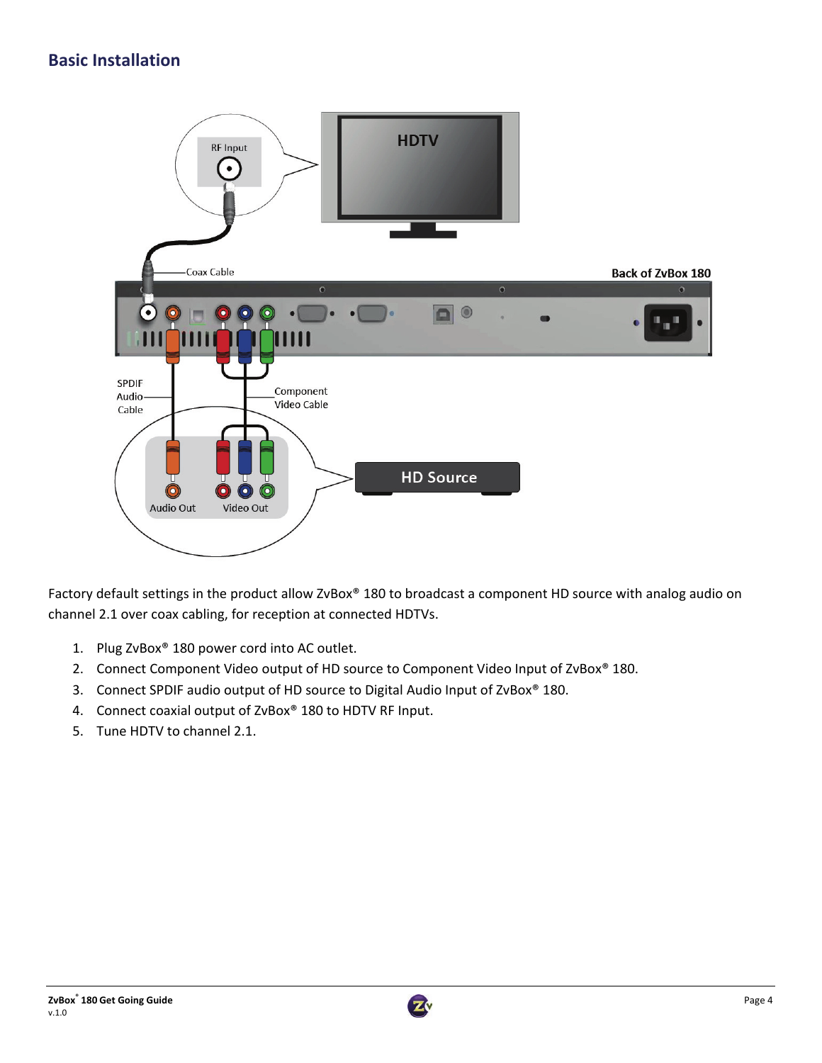## Basic Installation

Factory default settings in the product allow ZvBox® 180 to broadcast a component HD source with analog audio on channel 2.1 over coax cabling, for reception at connected HDTVs.

1. Plug ZvBox® 180 power cord into AC outlet.
2. Connect Component Video output of HD source to Component Video Input of ZvBox® 180.
3. Connect SPDIF audio output of HD source to Digital Audio Input of ZvBox® 180.
4. Connect coaxial output of ZvBox® 180 to HDTV RF Input.
5. Tune HDTV to channel 2.1.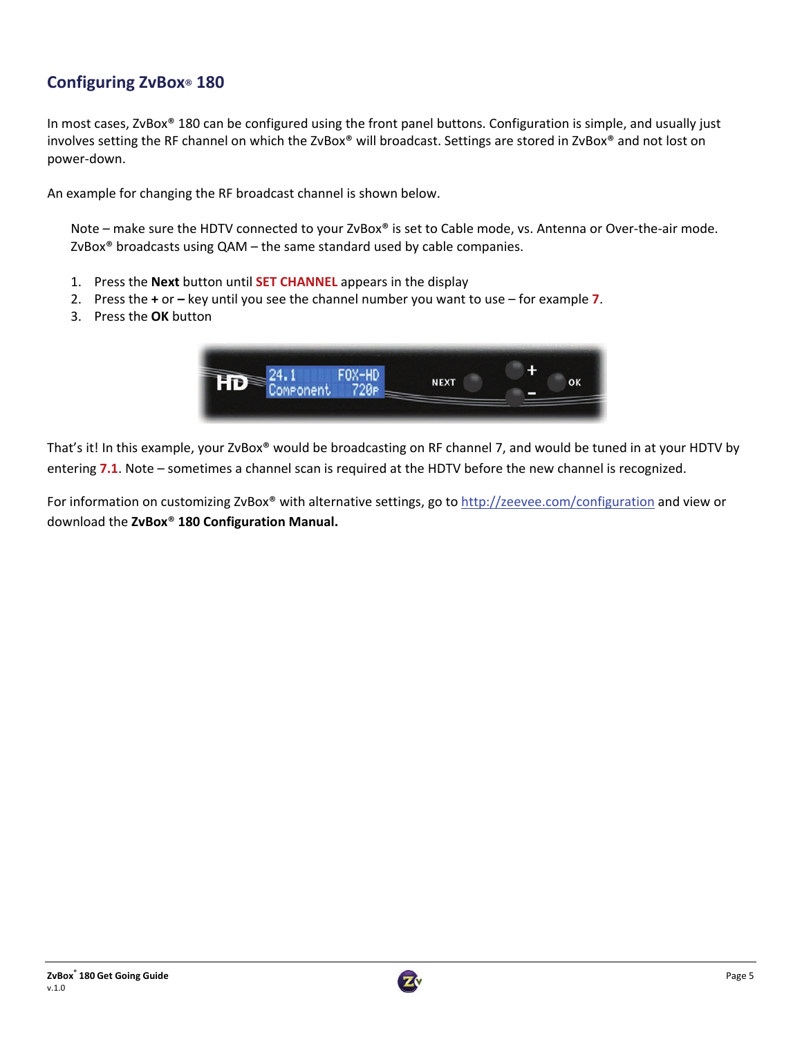## Configuring ZvBox® 180

In most cases, ZvBox® 180 can be configured using the front panel buttons. Configuration is simple, and usually just involves setting the RF channel on which the ZvBox® will broadcast. Settings are stored in ZvBox® and not lost on power-down.

An example for changing the RF broadcast channel is shown below.

> Note – make sure the HDTV connected to your ZvBox® is set to Cable mode, vs. Antenna or Over-the-air mode. ZvBox® broadcasts using QAM – the same standard used by cable companies.

1. Press the **Next** button until **SET CHANNEL** appears in the display
2. Press the **+** or **–** key until you see the channel number you want to use – for example **7**.
3. Press the **OK** button

That's it! In this example, your ZvBox® would be broadcasting on RF channel 7, and would be tuned in at your HDTV by entering **7.1**. Note – sometimes a channel scan is required at the HDTV before the new channel is recognized.

For information on customizing ZvBox® with alternative settings, go to http://zeevee.com/configuration and view or download the **ZvBox® 180 Configuration Manual.**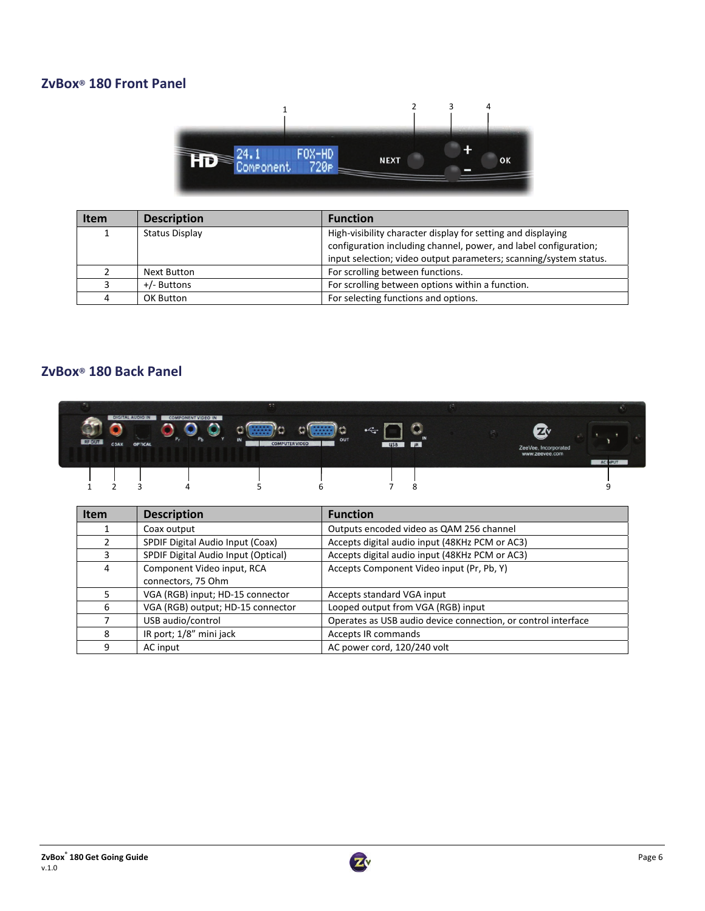## ZvBox® 180 Front Panel

| Item | Description | Function |
|---|---|---|
| 1 | Status Display | High-visibility character display for setting and displaying configuration including channel, power, and label configuration; input selection; video output parameters; scanning/system status. |
| 2 | Next Button | For scrolling between functions. |
| 3 | +/- Buttons | For scrolling between options within a function. |
| 4 | OK Button | For selecting functions and options. |

## ZvBox® 180 Back Panel

| Item | Description | Function |
|---|---|---|
| 1 | Coax output | Outputs encoded video as QAM 256 channel |
| 2 | SPDIF Digital Audio Input (Coax) | Accepts digital audio input (48KHz PCM or AC3) |
| 3 | SPDIF Digital Audio Input (Optical) | Accepts digital audio input (48KHz PCM or AC3) |
| 4 | Component Video input, RCA connectors, 75 Ohm | Accepts Component Video input (Pr, Pb, Y) |
| 5 | VGA (RGB) input; HD-15 connector | Accepts standard VGA input |
| 6 | VGA (RGB) output; HD-15 connector | Looped output from VGA (RGB) input |
| 7 | USB audio/control | Operates as USB audio device connection, or control interface |
| 8 | IR port; 1/8" mini jack | Accepts IR commands |
| 9 | AC input | AC power cord, 120/240 volt |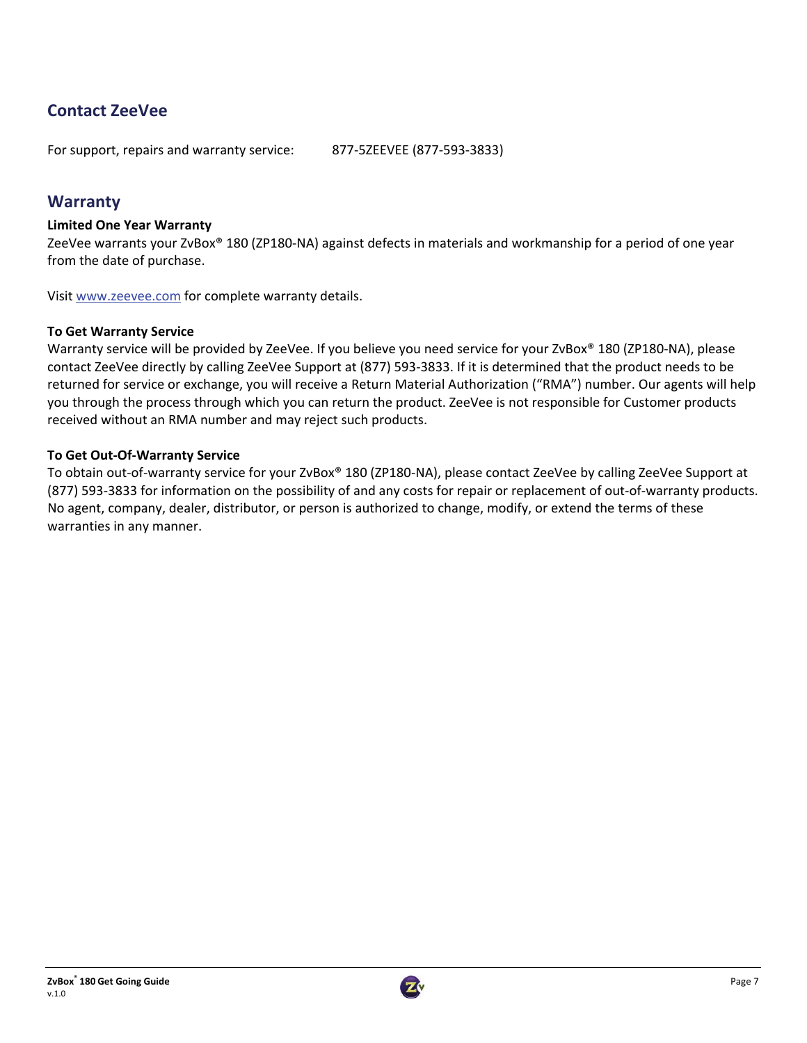## Contact ZeeVee

For support, repairs and warranty service: 877-5ZEEVEE (877-593-3833)

## Warranty

**Limited One Year Warranty**

ZeeVee warrants your ZvBox® 180 (ZP180-NA) against defects in materials and workmanship for a period of one year from the date of purchase.

Visit www.zeevee.com for complete warranty details.

**To Get Warranty Service**

Warranty service will be provided by ZeeVee. If you believe you need service for your ZvBox® 180 (ZP180-NA), please contact ZeeVee directly by calling ZeeVee Support at (877) 593-3833. If it is determined that the product needs to be returned for service or exchange, you will receive a Return Material Authorization ("RMA") number. Our agents will help you through the process through which you can return the product. ZeeVee is not responsible for Customer products received without an RMA number and may reject such products.

**To Get Out-Of-Warranty Service**

To obtain out-of-warranty service for your ZvBox® 180 (ZP180-NA), please contact ZeeVee by calling ZeeVee Support at (877) 593-3833 for information on the possibility of and any costs for repair or replacement of out-of-warranty products. No agent, company, dealer, distributor, or person is authorized to change, modify, or extend the terms of these warranties in any manner.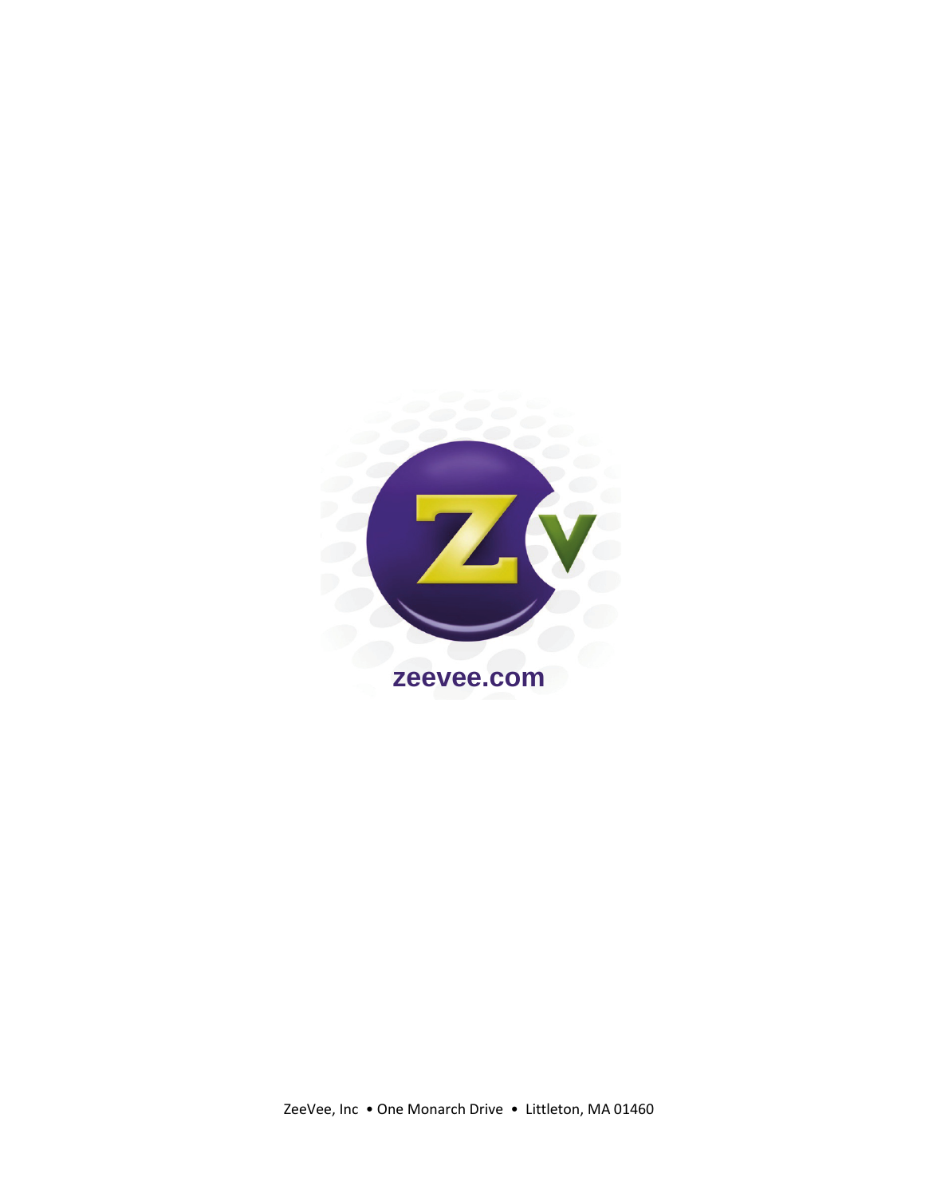zeevee.com

ZeeVee, Inc • One Monarch Drive • Littleton, MA 01460